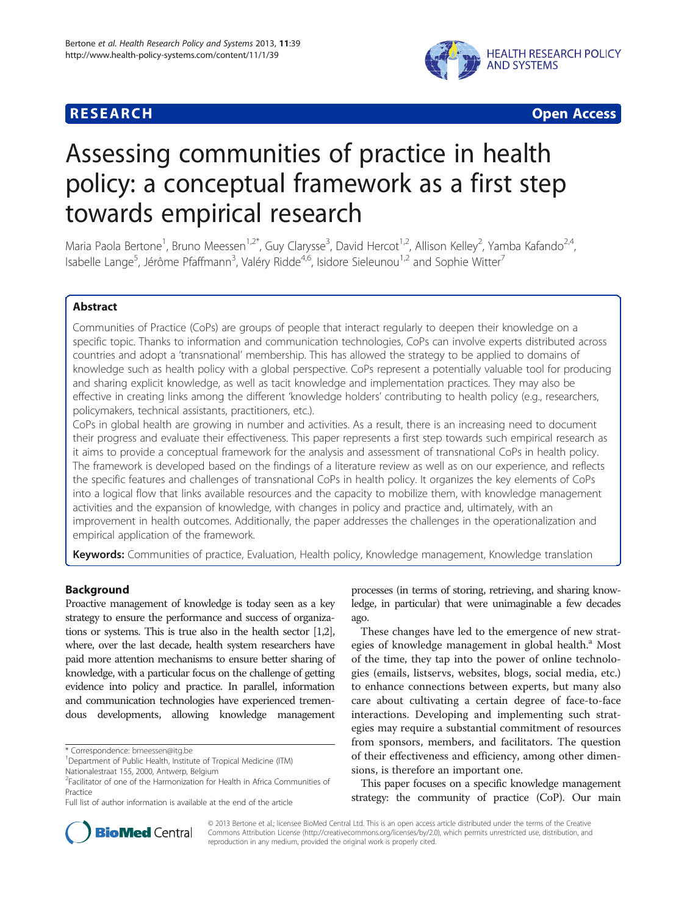RESEARCH | Open Access

# Assessing communities of practice in health policy: a conceptual framework as a first step towards empirical research

Maria Paola Bertone[1], Bruno Meessen[1,2*], Guy Clarysse[3], David Hercot[1,2], Allison Kelley[2], Yamba Kafando[2,4], Isabelle Lange[5], Jérôme Pfaffmann[3], Valéry Ridde[4,6], Isidore Sieleunou[1,2] and Sophie Witter[7]

## Abstract

Communities of Practice (CoPs) are groups of people that interact regularly to deepen their knowledge on a specific topic. Thanks to information and communication technologies, CoPs can involve experts distributed across countries and adopt a 'transnational' membership. This has allowed the strategy to be applied to domains of knowledge such as health policy with a global perspective. CoPs represent a potentially valuable tool for producing and sharing explicit knowledge, as well as tacit knowledge and implementation practices. They may also be effective in creating links among the different 'knowledge holders' contributing to health policy (e.g., researchers, policymakers, technical assistants, practitioners, etc.).

CoPs in global health are growing in number and activities. As a result, there is an increasing need to document their progress and evaluate their effectiveness. This paper represents a first step towards such empirical research as it aims to provide a conceptual framework for the analysis and assessment of transnational CoPs in health policy. The framework is developed based on the findings of a literature review as well as on our experience, and reflects the specific features and challenges of transnational CoPs in health policy. It organizes the key elements of CoPs into a logical flow that links available resources and the capacity to mobilize them, with knowledge management activities and the expansion of knowledge, with changes in policy and practice and, ultimately, with an improvement in health outcomes. Additionally, the paper addresses the challenges in the operationalization and empirical application of the framework.

**Keywords:** Communities of practice, Evaluation, Health policy, Knowledge management, Knowledge translation

## Background

Proactive management of knowledge is today seen as a key strategy to ensure the performance and success of organizations or systems. This is true also in the health sector [1,2], where, over the last decade, health system researchers have paid more attention mechanisms to ensure better sharing of knowledge, with a particular focus on the challenge of getting evidence into policy and practice. In parallel, information and communication technologies have experienced tremendous developments, allowing knowledge management processes (in terms of storing, retrieving, and sharing knowledge, in particular) that were unimaginable a few decades ago.

These changes have led to the emergence of new strategies of knowledge management in global health.[a] Most of the time, they tap into the power of online technologies (emails, listservs, websites, blogs, social media, etc.) to enhance connections between experts, but many also care about cultivating a certain degree of face-to-face interactions. Developing and implementing such strategies may require a substantial commitment of resources from sponsors, members, and facilitators. The question of their effectiveness and efficiency, among other dimensions, is therefore an important one.

This paper focuses on a specific knowledge management strategy: the community of practice (CoP). Our main

\* Correspondence: bmeessen@itg.be
[1]Department of Public Health, Institute of Tropical Medicine (ITM) Nationalestraat 155, 2000, Antwerp, Belgium
[2]Facilitator of one of the Harmonization for Health in Africa Communities of Practice
Full list of author information is available at the end of the article

© 2013 Bertone et al.; licensee BioMed Central Ltd. This is an open access article distributed under the terms of the Creative Commons Attribution License (http://creativecommons.org/licenses/by/2.0), which permits unrestricted use, distribution, and reproduction in any medium, provided the original work is properly cited.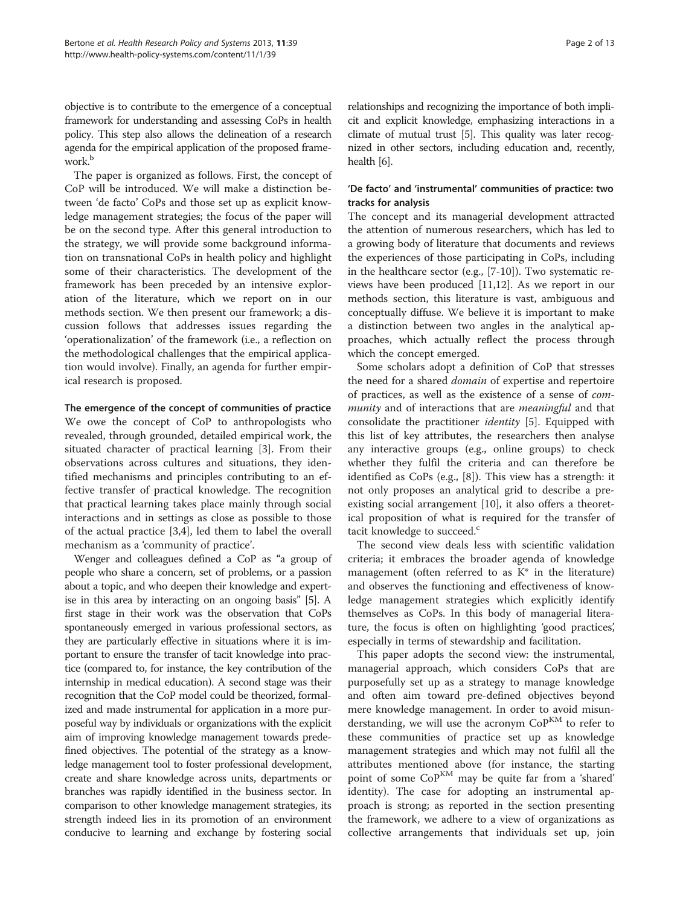objective is to contribute to the emergence of a conceptual framework for understanding and assessing CoPs in health policy. This step also allows the delineation of a research agenda for the empirical application of the proposed framework.[b]

The paper is organized as follows. First, the concept of CoP will be introduced. We will make a distinction between 'de facto' CoPs and those set up as explicit knowledge management strategies; the focus of the paper will be on the second type. After this general introduction to the strategy, we will provide some background information on transnational CoPs in health policy and highlight some of their characteristics. The development of the framework has been preceded by an intensive exploration of the literature, which we report on in our methods section. We then present our framework; a discussion follows that addresses issues regarding the 'operationalization' of the framework (i.e., a reflection on the methodological challenges that the empirical application would involve). Finally, an agenda for further empirical research is proposed.

## The emergence of the concept of communities of practice

We owe the concept of CoP to anthropologists who revealed, through grounded, detailed empirical work, the situated character of practical learning [3]. From their observations across cultures and situations, they identified mechanisms and principles contributing to an effective transfer of practical knowledge. The recognition that practical learning takes place mainly through social interactions and in settings as close as possible to those of the actual practice [3,4], led them to label the overall mechanism as a 'community of practice'.

Wenger and colleagues defined a CoP as "a group of people who share a concern, set of problems, or a passion about a topic, and who deepen their knowledge and expertise in this area by interacting on an ongoing basis" [5]. A first stage in their work was the observation that CoPs spontaneously emerged in various professional sectors, as they are particularly effective in situations where it is important to ensure the transfer of tacit knowledge into practice (compared to, for instance, the key contribution of the internship in medical education). A second stage was their recognition that the CoP model could be theorized, formalized and made instrumental for application in a more purposeful way by individuals or organizations with the explicit aim of improving knowledge management towards predefined objectives. The potential of the strategy as a knowledge management tool to foster professional development, create and share knowledge across units, departments or branches was rapidly identified in the business sector. In comparison to other knowledge management strategies, its strength indeed lies in its promotion of an environment conducive to learning and exchange by fostering social relationships and recognizing the importance of both implicit and explicit knowledge, emphasizing interactions in a climate of mutual trust [5]. This quality was later recognized in other sectors, including education and, recently, health [6].

## 'De facto' and 'instrumental' communities of practice: two tracks for analysis

The concept and its managerial development attracted the attention of numerous researchers, which has led to a growing body of literature that documents and reviews the experiences of those participating in CoPs, including in the healthcare sector (e.g., [7-10]). Two systematic reviews have been produced [11,12]. As we report in our methods section, this literature is vast, ambiguous and conceptually diffuse. We believe it is important to make a distinction between two angles in the analytical approaches, which actually reflect the process through which the concept emerged.

Some scholars adopt a definition of CoP that stresses the need for a shared *domain* of expertise and repertoire of practices, as well as the existence of a sense of *community* and of interactions that are *meaningful* and that consolidate the practitioner *identity* [5]. Equipped with this list of key attributes, the researchers then analyse any interactive groups (e.g., online groups) to check whether they fulfil the criteria and can therefore be identified as CoPs (e.g., [8]). This view has a strength: it not only proposes an analytical grid to describe a pre-existing social arrangement [10], it also offers a theoretical proposition of what is required for the transfer of tacit knowledge to succeed.[c]

The second view deals less with scientific validation criteria; it embraces the broader agenda of knowledge management (often referred to as K* in the literature) and observes the functioning and effectiveness of knowledge management strategies which explicitly identify themselves as CoPs. In this body of managerial literature, the focus is often on highlighting 'good practices', especially in terms of stewardship and facilitation.

This paper adopts the second view: the instrumental, managerial approach, which considers CoPs that are purposefully set up as a strategy to manage knowledge and often aim toward pre-defined objectives beyond mere knowledge management. In order to avoid misunderstanding, we will use the acronym $CoP^{KM}$ to refer to these communities of practice set up as knowledge management strategies and which may not fulfil all the attributes mentioned above (for instance, the starting point of some $CoP^{KM}$ may be quite far from a 'shared' identity). The case for adopting an instrumental approach is strong; as reported in the section presenting the framework, we adhere to a view of organizations as collective arrangements that individuals set up, join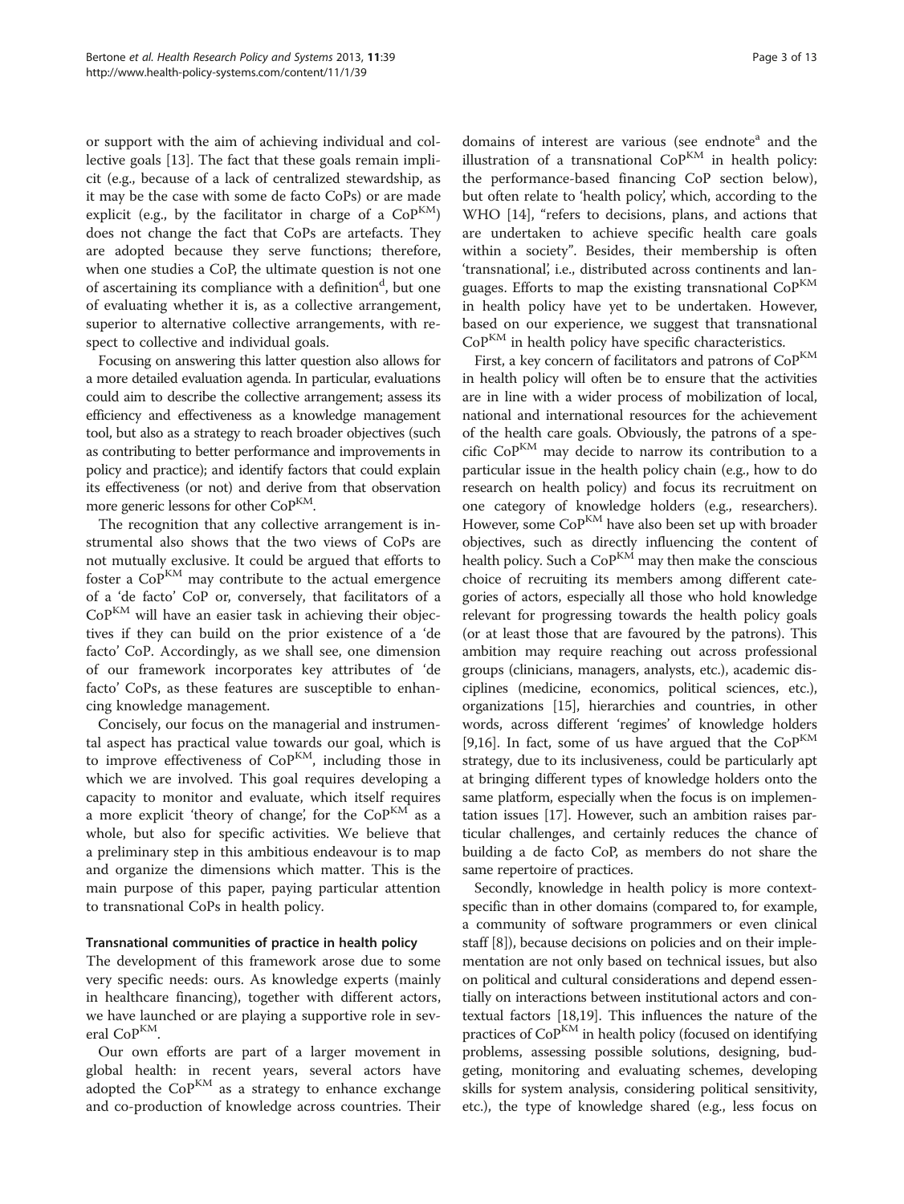or support with the aim of achieving individual and collective goals [13]. The fact that these goals remain implicit (e.g., because of a lack of centralized stewardship, as it may be the case with some de facto CoPs) or are made explicit (e.g., by the facilitator in charge of a $CoP^{KM}$) does not change the fact that CoPs are artefacts. They are adopted because they serve functions; therefore, when one studies a CoP, the ultimate question is not one of ascertaining its compliance with a definition[d], but one of evaluating whether it is, as a collective arrangement, superior to alternative collective arrangements, with respect to collective and individual goals.

Focusing on answering this latter question also allows for a more detailed evaluation agenda. In particular, evaluations could aim to describe the collective arrangement; assess its efficiency and effectiveness as a knowledge management tool, but also as a strategy to reach broader objectives (such as contributing to better performance and improvements in policy and practice); and identify factors that could explain its effectiveness (or not) and derive from that observation more generic lessons for other $CoP^{KM}$.

The recognition that any collective arrangement is instrumental also shows that the two views of CoPs are not mutually exclusive. It could be argued that efforts to foster a $CoP^{KM}$ may contribute to the actual emergence of a 'de facto' CoP or, conversely, that facilitators of a $CoP^{KM}$ will have an easier task in achieving their objectives if they can build on the prior existence of a 'de facto' CoP. Accordingly, as we shall see, one dimension of our framework incorporates key attributes of 'de facto' CoPs, as these features are susceptible to enhancing knowledge management.

Concisely, our focus on the managerial and instrumental aspect has practical value towards our goal, which is to improve effectiveness of $CoP^{KM}$, including those in which we are involved. This goal requires developing a capacity to monitor and evaluate, which itself requires a more explicit 'theory of change', for the $CoP^{KM}$ as a whole, but also for specific activities. We believe that a preliminary step in this ambitious endeavour is to map and organize the dimensions which matter. This is the main purpose of this paper, paying particular attention to transnational CoPs in health policy.

### Transnational communities of practice in health policy

The development of this framework arose due to some very specific needs: ours. As knowledge experts (mainly in healthcare financing), together with different actors, we have launched or are playing a supportive role in several $CoP^{KM}$.

Our own efforts are part of a larger movement in global health: in recent years, several actors have adopted the $CoP^{KM}$ as a strategy to enhance exchange and co-production of knowledge across countries. Their domains of interest are various (see endnote[a] and the illustration of a transnational $CoP^{KM}$ in health policy: the performance-based financing CoP section below), but often relate to 'health policy', which, according to the WHO [14], "refers to decisions, plans, and actions that are undertaken to achieve specific health care goals within a society". Besides, their membership is often 'transnational', i.e., distributed across continents and languages. Efforts to map the existing transnational $CoP^{KM}$ in health policy have yet to be undertaken. However, based on our experience, we suggest that transnational $CoP^{KM}$ in health policy have specific characteristics.

First, a key concern of facilitators and patrons of $CoP^{KM}$ in health policy will often be to ensure that the activities are in line with a wider process of mobilization of local, national and international resources for the achievement of the health care goals. Obviously, the patrons of a specific $CoP^{KM}$ may decide to narrow its contribution to a particular issue in the health policy chain (e.g., how to do research on health policy) and focus its recruitment on one category of knowledge holders (e.g., researchers). However, some $CoP^{KM}$ have also been set up with broader objectives, such as directly influencing the content of health policy. Such a $CoP^{KM}$ may then make the conscious choice of recruiting its members among different categories of actors, especially all those who hold knowledge relevant for progressing towards the health policy goals (or at least those that are favoured by the patrons). This ambition may require reaching out across professional groups (clinicians, managers, analysts, etc.), academic disciplines (medicine, economics, political sciences, etc.), organizations [15], hierarchies and countries, in other words, across different 'regimes' of knowledge holders [9,16]. In fact, some of us have argued that the $CoP^{KM}$ strategy, due to its inclusiveness, could be particularly apt at bringing different types of knowledge holders onto the same platform, especially when the focus is on implementation issues [17]. However, such an ambition raises particular challenges, and certainly reduces the chance of building a de facto CoP, as members do not share the same repertoire of practices.

Secondly, knowledge in health policy is more context-specific than in other domains (compared to, for example, a community of software programmers or even clinical staff [8]), because decisions on policies and on their implementation are not only based on technical issues, but also on political and cultural considerations and depend essentially on interactions between institutional actors and contextual factors [18,19]. This influences the nature of the practices of $CoP^{KM}$ in health policy (focused on identifying problems, assessing possible solutions, designing, budgeting, monitoring and evaluating schemes, developing skills for system analysis, considering political sensitivity, etc.), the type of knowledge shared (e.g., less focus on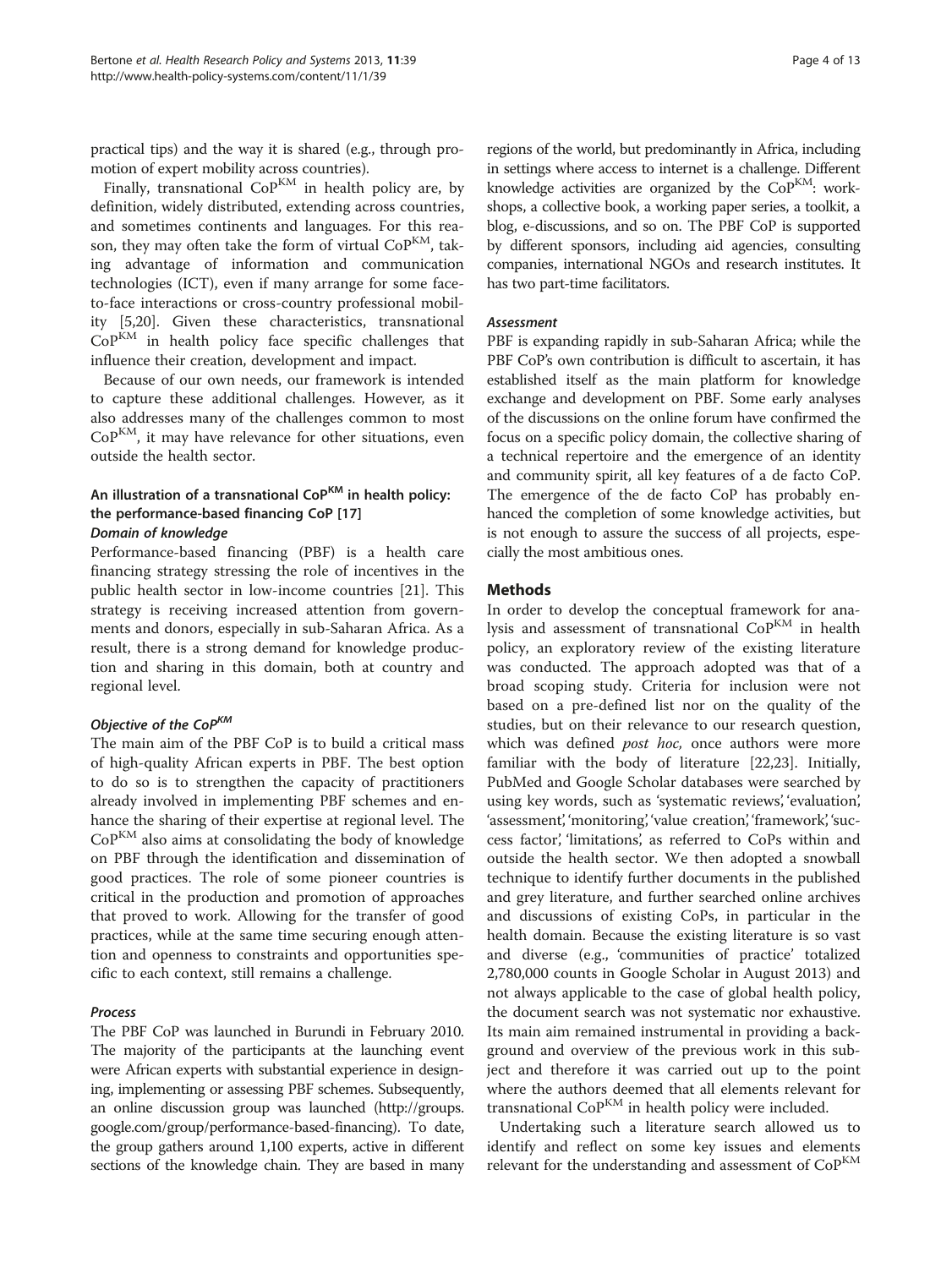practical tips) and the way it is shared (e.g., through promotion of expert mobility across countries).

Finally, transnational $CoP^{KM}$ in health policy are, by definition, widely distributed, extending across countries, and sometimes continents and languages. For this reason, they may often take the form of virtual $CoP^{KM}$, taking advantage of information and communication technologies (ICT), even if many arrange for some face-to-face interactions or cross-country professional mobility [5,20]. Given these characteristics, transnational $CoP^{KM}$ in health policy face specific challenges that influence their creation, development and impact.

Because of our own needs, our framework is intended to capture these additional challenges. However, as it also addresses many of the challenges common to most $CoP^{KM}$, it may have relevance for other situations, even outside the health sector.

### An illustration of a transnational $CoP^{KM}$ in health policy: the performance-based financing CoP [17]

#### *Domain of knowledge*

Performance-based financing (PBF) is a health care financing strategy stressing the role of incentives in the public health sector in low-income countries [21]. This strategy is receiving increased attention from governments and donors, especially in sub-Saharan Africa. As a result, there is a strong demand for knowledge production and sharing in this domain, both at country and regional level.

#### *Objective of the $CoP^{KM}$*

The main aim of the PBF CoP is to build a critical mass of high-quality African experts in PBF. The best option to do so is to strengthen the capacity of practitioners already involved in implementing PBF schemes and enhance the sharing of their expertise at regional level. The $CoP^{KM}$ also aims at consolidating the body of knowledge on PBF through the identification and dissemination of good practices. The role of some pioneer countries is critical in the production and promotion of approaches that proved to work. Allowing for the transfer of good practices, while at the same time securing enough attention and openness to constraints and opportunities specific to each context, still remains a challenge.

#### *Process*

The PBF CoP was launched in Burundi in February 2010. The majority of the participants at the launching event were African experts with substantial experience in designing, implementing or assessing PBF schemes. Subsequently, an online discussion group was launched (http://groups.google.com/group/performance-based-financing). To date, the group gathers around 1,100 experts, active in different sections of the knowledge chain. They are based in many regions of the world, but predominantly in Africa, including in settings where access to internet is a challenge. Different knowledge activities are organized by the $CoP^{KM}$: workshops, a collective book, a working paper series, a toolkit, a blog, e-discussions, and so on. The PBF CoP is supported by different sponsors, including aid agencies, consulting companies, international NGOs and research institutes. It has two part-time facilitators.

#### *Assessment*

PBF is expanding rapidly in sub-Saharan Africa; while the PBF CoP's own contribution is difficult to ascertain, it has established itself as the main platform for knowledge exchange and development on PBF. Some early analyses of the discussions on the online forum have confirmed the focus on a specific policy domain, the collective sharing of a technical repertoire and the emergence of an identity and community spirit, all key features of a de facto CoP. The emergence of the de facto CoP has probably enhanced the completion of some knowledge activities, but is not enough to assure the success of all projects, especially the most ambitious ones.

## Methods

In order to develop the conceptual framework for analysis and assessment of transnational $CoP^{KM}$ in health policy, an exploratory review of the existing literature was conducted. The approach adopted was that of a broad scoping study. Criteria for inclusion were not based on a pre-defined list nor on the quality of the studies, but on their relevance to our research question, which was defined *post hoc,* once authors were more familiar with the body of literature [22,23]. Initially, PubMed and Google Scholar databases were searched by using key words, such as 'systematic reviews', 'evaluation', 'assessment', 'monitoring', 'value creation', 'framework', 'success factor', 'limitations', as referred to CoPs within and outside the health sector. We then adopted a snowball technique to identify further documents in the published and grey literature, and further searched online archives and discussions of existing CoPs, in particular in the health domain. Because the existing literature is so vast and diverse (e.g., 'communities of practice' totalized 2,780,000 counts in Google Scholar in August 2013) and not always applicable to the case of global health policy, the document search was not systematic nor exhaustive. Its main aim remained instrumental in providing a background and overview of the previous work in this subject and therefore it was carried out up to the point where the authors deemed that all elements relevant for transnational $CoP^{KM}$ in health policy were included.

Undertaking such a literature search allowed us to identify and reflect on some key issues and elements relevant for the understanding and assessment of $CoP^{KM}$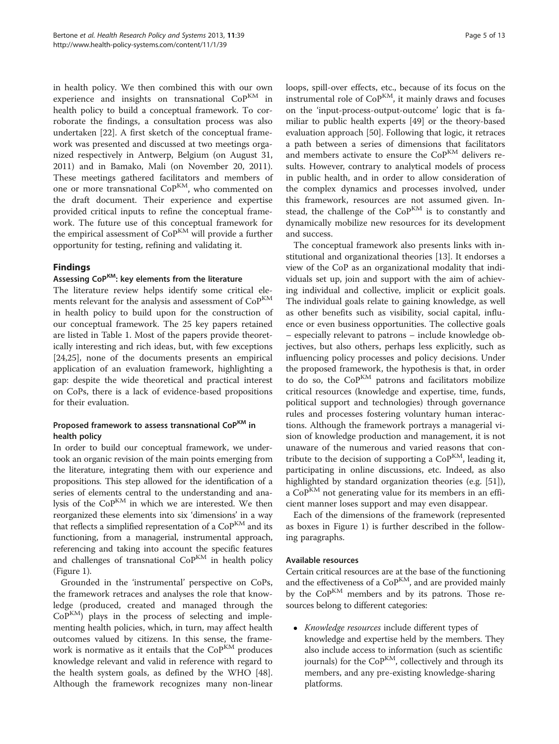in health policy. We then combined this with our own experience and insights on transnational $CoP^{KM}$ in health policy to build a conceptual framework. To corroborate the findings, a consultation process was also undertaken [22]. A first sketch of the conceptual framework was presented and discussed at two meetings organized respectively in Antwerp, Belgium (on August 31, 2011) and in Bamako, Mali (on November 20, 2011). These meetings gathered facilitators and members of one or more transnational $CoP^{KM}$, who commented on the draft document. Their experience and expertise provided critical inputs to refine the conceptual framework. The future use of this conceptual framework for the empirical assessment of $CoP^{KM}$ will provide a further opportunity for testing, refining and validating it.

## Findings

### Assessing $CoP^{KM}$: key elements from the literature

The literature review helps identify some critical elements relevant for the analysis and assessment of $CoP^{KM}$ in health policy to build upon for the construction of our conceptual framework. The 25 key papers retained are listed in Table 1. Most of the papers provide theoretically interesting and rich ideas, but, with few exceptions [24,25], none of the documents presents an empirical application of an evaluation framework, highlighting a gap: despite the wide theoretical and practical interest on CoPs, there is a lack of evidence-based propositions for their evaluation.

### Proposed framework to assess transnational $CoP^{KM}$ in health policy

In order to build our conceptual framework, we undertook an organic revision of the main points emerging from the literature, integrating them with our experience and propositions. This step allowed for the identification of a series of elements central to the understanding and analysis of the $CoP^{KM}$ in which we are interested. We then reorganized these elements into six 'dimensions' in a way that reflects a simplified representation of a $CoP^{KM}$ and its functioning, from a managerial, instrumental approach, referencing and taking into account the specific features and challenges of transnational $CoP^{KM}$ in health policy (Figure 1).

Grounded in the 'instrumental' perspective on CoPs, the framework retraces and analyses the role that knowledge (produced, created and managed through the $CoP^{KM}$) plays in the process of selecting and implementing health policies, which, in turn, may affect health outcomes valued by citizens. In this sense, the framework is normative as it entails that the $CoP^{KM}$ produces knowledge relevant and valid in reference with regard to the health system goals, as defined by the WHO [48]. Although the framework recognizes many non-linear loops, spill-over effects, etc., because of its focus on the instrumental role of $CoP^{KM}$, it mainly draws and focuses on the 'input-process-output-outcome' logic that is familiar to public health experts [49] or the theory-based evaluation approach [50]. Following that logic, it retraces a path between a series of dimensions that facilitators and members activate to ensure the $CoP^{KM}$ delivers results. However, contrary to analytical models of process in public health, and in order to allow consideration of the complex dynamics and processes involved, under this framework, resources are not assumed given. Instead, the challenge of the $CoP^{KM}$ is to constantly and dynamically mobilize new resources for its development and success.

The conceptual framework also presents links with institutional and organizational theories [13]. It endorses a view of the CoP as an organizational modality that individuals set up, join and support with the aim of achieving individual and collective, implicit or explicit goals. The individual goals relate to gaining knowledge, as well as other benefits such as visibility, social capital, influence or even business opportunities. The collective goals – especially relevant to patrons – include knowledge objectives, but also others, perhaps less explicitly, such as influencing policy processes and policy decisions. Under the proposed framework, the hypothesis is that, in order to do so, the $CoP^{KM}$ patrons and facilitators mobilize critical resources (knowledge and expertise, time, funds, political support and technologies) through governance rules and processes fostering voluntary human interactions. Although the framework portrays a managerial vision of knowledge production and management, it is not unaware of the numerous and varied reasons that contribute to the decision of supporting a $CoP^{KM}$, leading it, participating in online discussions, etc. Indeed, as also highlighted by standard organization theories (e.g. [51]), a $CoP^{KM}$ not generating value for its members in an efficient manner loses support and may even disappear.

Each of the dimensions of the framework (represented as boxes in Figure 1) is further described in the following paragraphs.

#### Available resources

Certain critical resources are at the base of the functioning and the effectiveness of a $CoP^{KM}$, and are provided mainly by the $CoP^{KM}$ members and by its patrons. Those resources belong to different categories:

- *Knowledge resources* include different types of knowledge and expertise held by the members. They also include access to information (such as scientific journals) for the $CoP^{KM}$, collectively and through its members, and any pre-existing knowledge-sharing platforms.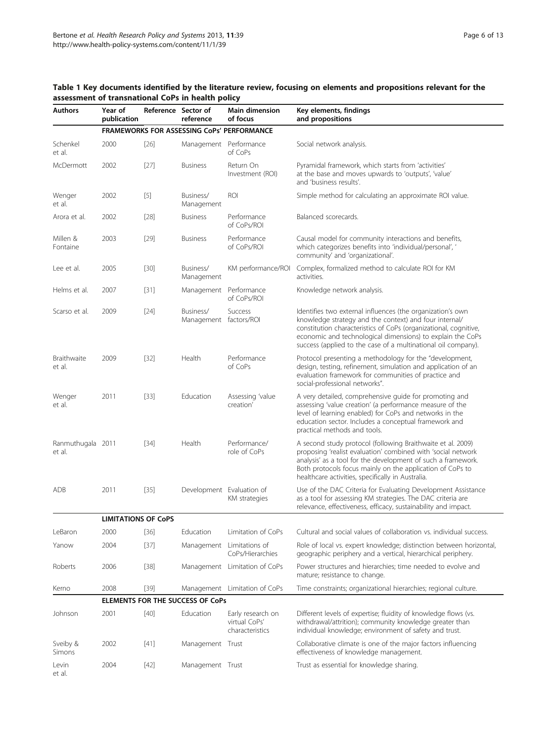**Table 1 Key documents identified by the literature review, focusing on elements and propositions relevant for the assessment of transnational CoPs in health policy**

| Authors | Year of publication | Reference | Sector of reference | Main dimension of focus | Key elements, findings and propositions |
|---|---|---|---|---|---|
| | **FRAMEWORKS FOR ASSESSING CoPs' PERFORMANCE** | | | | |
| Schenkel et al. | 2000 | [26] | Management | Performance of CoPs | Social network analysis. |
| McDermott | 2002 | [27] | Business | Return On Investment (ROI) | Pyramidal framework, which starts from 'activities' at the base and moves upwards to 'outputs', 'value' and 'business results'. |
| Wenger et al. | 2002 | [5] | Business/ Management | ROI | Simple method for calculating an approximate ROI value. |
| Arora et al. | 2002 | [28] | Business | Performance of CoPs/ROI | Balanced scorecards. |
| Millen & Fontaine | 2003 | [29] | Business | Performance of CoPs/ROI | Causal model for community interactions and benefits, which categorizes benefits into 'individual/personal', ' community' and 'organizational'. |
| Lee et al. | 2005 | [30] | Business/ Management | KM performance/ROI | Complex, formalized method to calculate ROI for KM activities. |
| Helms et al. | 2007 | [31] | Management | Performance of CoPs/ROI | Knowledge network analysis. |
| Scarso et al. | 2009 | [24] | Business/ Management | Success factors/ROI | Identifies two external influences (the organization's own knowledge strategy and the context) and four internal/ constitution characteristics of CoPs (organizational, cognitive, economic and technological dimensions) to explain the CoPs success (applied to the case of a multinational oil company). |
| Braithwaite et al. | 2009 | [32] | Health | Performance of CoPs | Protocol presenting a methodology for the "development, design, testing, refinement, simulation and application of an evaluation framework for communities of practice and social-professional networks". |
| Wenger et al. | 2011 | [33] | Education | Assessing 'value creation' | A very detailed, comprehensive guide for promoting and assessing 'value creation' (a performance measure of the level of learning enabled) for CoPs and networks in the education sector. Includes a conceptual framework and practical methods and tools. |
| Ranmuthugala et al. | 2011 | [34] | Health | Performance/ role of CoPs | A second study protocol (following Braithwaite et al. 2009) proposing 'realist evaluation' combined with 'social network analysis' as a tool for the development of such a framework. Both protocols focus mainly on the application of CoPs to healthcare activities, specifically in Australia. |
| ADB | 2011 | [35] | Development | Evaluation of KM strategies | Use of the DAC Criteria for Evaluating Development Assistance as a tool for assessing KM strategies. The DAC criteria are relevance, effectiveness, efficacy, sustainability and impact. |
| | **LIMITATIONS OF CoPs** | | | | |
| LeBaron | 2000 | [36] | Education | Limitation of CoPs | Cultural and social values of collaboration vs. individual success. |
| Yanow | 2004 | [37] | Management | Limitations of CoPs/Hierarchies | Role of local vs. expert knowledge; distinction between horizontal, geographic periphery and a vertical, hierarchical periphery. |
| Roberts | 2006 | [38] | Management | Limitation of CoPs | Power structures and hierarchies; time needed to evolve and mature; resistance to change. |
| Kerno | 2008 | [39] | Management | Limitation of CoPs | Time constraints; organizational hierarchies; regional culture. |
| | **ELEMENTS FOR THE SUCCESS OF CoPs** | | | | |
| Johnson | 2001 | [40] | Education | Early research on virtual CoPs' characteristics | Different levels of expertise; fluidity of knowledge flows (vs. withdrawal/attrition); community knowledge greater than individual knowledge; environment of safety and trust. |
| Sveiby & Simons | 2002 | [41] | Management | Trust | Collaborative climate is one of the major factors influencing effectiveness of knowledge management. |
| Levin et al. | 2004 | [42] | Management | Trust | Trust as essential for knowledge sharing. |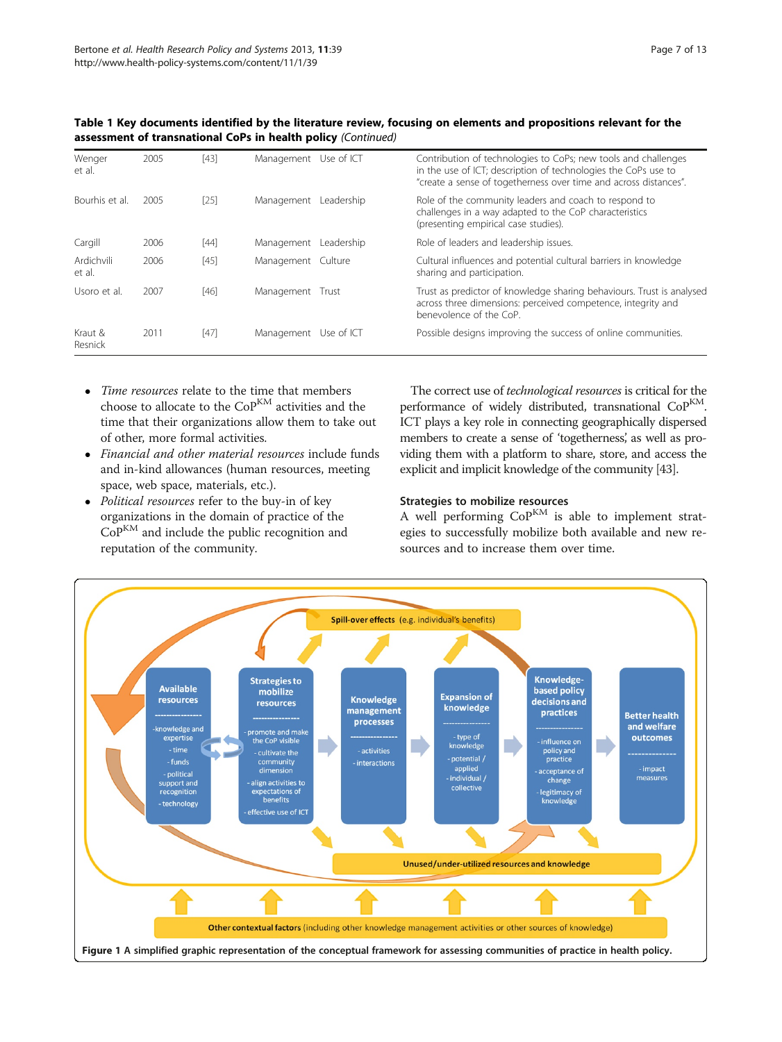**Table 1 Key documents identified by the literature review, focusing on elements and propositions relevant for the assessment of transnational CoPs in health policy** *(Continued)*

| | | | | | |
|---|---|---|---|---|---|
| Wenger et al. | 2005 | [43] | Management | Use of ICT | Contribution of technologies to CoPs; new tools and challenges in the use of ICT; description of technologies the CoPs use to "create a sense of togetherness over time and across distances". |
| Bourhis et al. | 2005 | [25] | Management | Leadership | Role of the community leaders and coach to respond to challenges in a way adapted to the CoP characteristics (presenting empirical case studies). |
| Cargill | 2006 | [44] | Management | Leadership | Role of leaders and leadership issues. |
| Ardichvili et al. | 2006 | [45] | Management | Culture | Cultural influences and potential cultural barriers in knowledge sharing and participation. |
| Usoro et al. | 2007 | [46] | Management | Trust | Trust as predictor of knowledge sharing behaviours. Trust is analysed across three dimensions: perceived competence, integrity and benevolence of the CoP. |
| Kraut & Resnick | 2011 | [47] | Management | Use of ICT | Possible designs improving the success of online communities. |

- *Time resources* relate to the time that members choose to allocate to the $CoP^{KM}$ activities and the time that their organizations allow them to take out of other, more formal activities.
- *Financial and other material resources* include funds and in-kind allowances (human resources, meeting space, web space, materials, etc.).
- *Political resources* refer to the buy-in of key organizations in the domain of practice of the $CoP^{KM}$ and include the public recognition and reputation of the community.

The correct use of *technological resources* is critical for the performance of widely distributed, transnational $CoP^{KM}$. ICT plays a key role in connecting geographically dispersed members to create a sense of 'togetherness', as well as providing them with a platform to share, store, and access the explicit and implicit knowledge of the community [43].

### Strategies to mobilize resources

A well performing $CoP^{KM}$ is able to implement strategies to successfully mobilize both available and new resources and to increase them over time.

**Figure 1 A simplified graphic representation of the conceptual framework for assessing communities of practice in health policy.**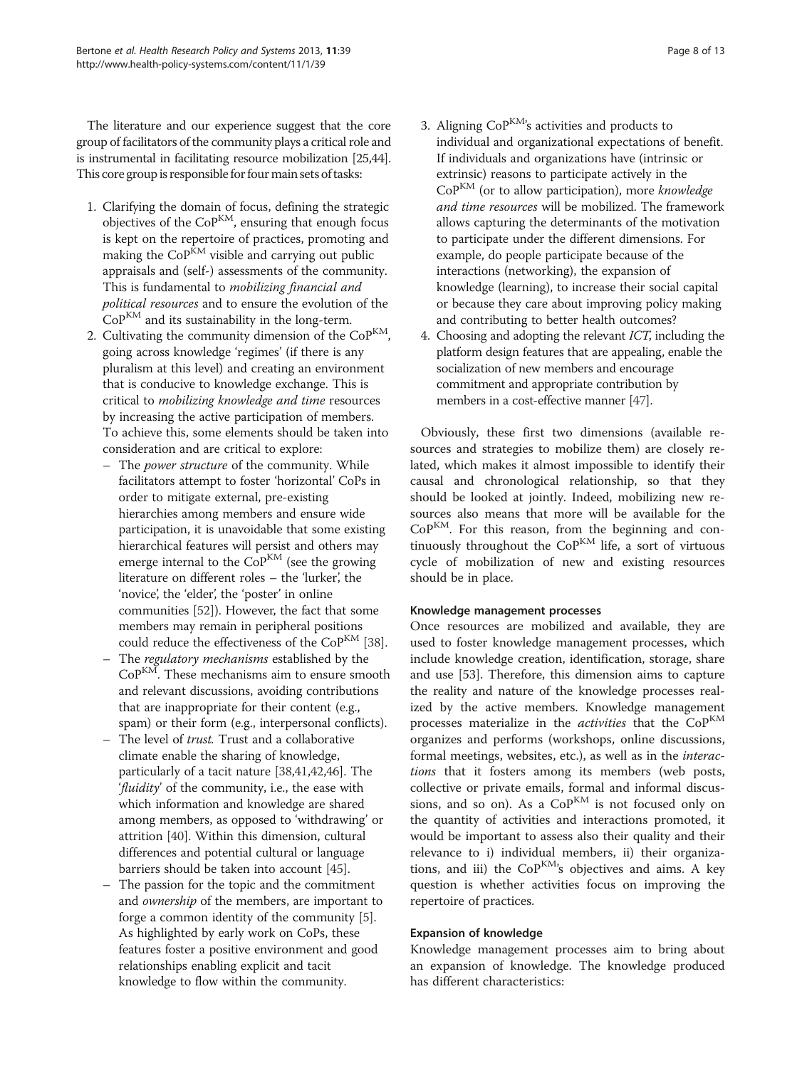The literature and our experience suggest that the core group of facilitators of the community plays a critical role and is instrumental in facilitating resource mobilization [25,44]. This core group is responsible for four main sets of tasks:

1. Clarifying the domain of focus, defining the strategic objectives of the $CoP^{KM}$, ensuring that enough focus is kept on the repertoire of practices, promoting and making the $CoP^{KM}$ visible and carrying out public appraisals and (self-) assessments of the community. This is fundamental to *mobilizing financial and political resources* and to ensure the evolution of the $CoP^{KM}$ and its sustainability in the long-term.
2. Cultivating the community dimension of the $CoP^{KM}$, going across knowledge 'regimes' (if there is any pluralism at this level) and creating an environment that is conducive to knowledge exchange. This is critical to *mobilizing knowledge and time* resources by increasing the active participation of members. To achieve this, some elements should be taken into consideration and are critical to explore:
   - The *power structure* of the community. While facilitators attempt to foster 'horizontal' CoPs in order to mitigate external, pre-existing hierarchies among members and ensure wide participation, it is unavoidable that some existing hierarchical features will persist and others may emerge internal to the $CoP^{KM}$ (see the growing literature on different roles – the 'lurker', the 'novice', the 'elder', the 'poster' in online communities [52]). However, the fact that some members may remain in peripheral positions could reduce the effectiveness of the $CoP^{KM}$ [38].
   - The *regulatory mechanisms* established by the $CoP^{KM}$. These mechanisms aim to ensure smooth and relevant discussions, avoiding contributions that are inappropriate for their content (e.g., spam) or their form (e.g., interpersonal conflicts).
   - The level of *trust*. Trust and a collaborative climate enable the sharing of knowledge, particularly of a tacit nature [38,41,42,46]. The '*fluidity*' of the community, i.e., the ease with which information and knowledge are shared among members, as opposed to 'withdrawing' or attrition [40]. Within this dimension, cultural differences and potential cultural or language barriers should be taken into account [45].
   - The passion for the topic and the commitment and *ownership* of the members, are important to forge a common identity of the community [5]. As highlighted by early work on CoPs, these features foster a positive environment and good relationships enabling explicit and tacit knowledge to flow within the community.
3. Aligning $CoP^{KM}$'s activities and products to individual and organizational expectations of benefit. If individuals and organizations have (intrinsic or extrinsic) reasons to participate actively in the $CoP^{KM}$ (or to allow participation), more *knowledge and time resources* will be mobilized. The framework allows capturing the determinants of the motivation to participate under the different dimensions. For example, do people participate because of the interactions (networking), the expansion of knowledge (learning), to increase their social capital or because they care about improving policy making and contributing to better health outcomes?
4. Choosing and adopting the relevant *ICT*, including the platform design features that are appealing, enable the socialization of new members and encourage commitment and appropriate contribution by members in a cost-effective manner [47].

Obviously, these first two dimensions (available resources and strategies to mobilize them) are closely related, which makes it almost impossible to identify their causal and chronological relationship, so that they should be looked at jointly. Indeed, mobilizing new resources also means that more will be available for the $CoP^{KM}$. For this reason, from the beginning and continuously throughout the $CoP^{KM}$ life, a sort of virtuous cycle of mobilization of new and existing resources should be in place.

#### Knowledge management processes

Once resources are mobilized and available, they are used to foster knowledge management processes, which include knowledge creation, identification, storage, share and use [53]. Therefore, this dimension aims to capture the reality and nature of the knowledge processes realized by the active members. Knowledge management processes materialize in the *activities* that the $CoP^{KM}$ organizes and performs (workshops, online discussions, formal meetings, websites, etc.), as well as in the *interactions* that it fosters among its members (web posts, collective or private emails, formal and informal discussions, and so on). As a $CoP^{KM}$ is not focused only on the quantity of activities and interactions promoted, it would be important to assess also their quality and their relevance to i) individual members, ii) their organizations, and iii) the $CoP^{KM}$'s objectives and aims. A key question is whether activities focus on improving the repertoire of practices.

#### Expansion of knowledge

Knowledge management processes aim to bring about an expansion of knowledge. The knowledge produced has different characteristics: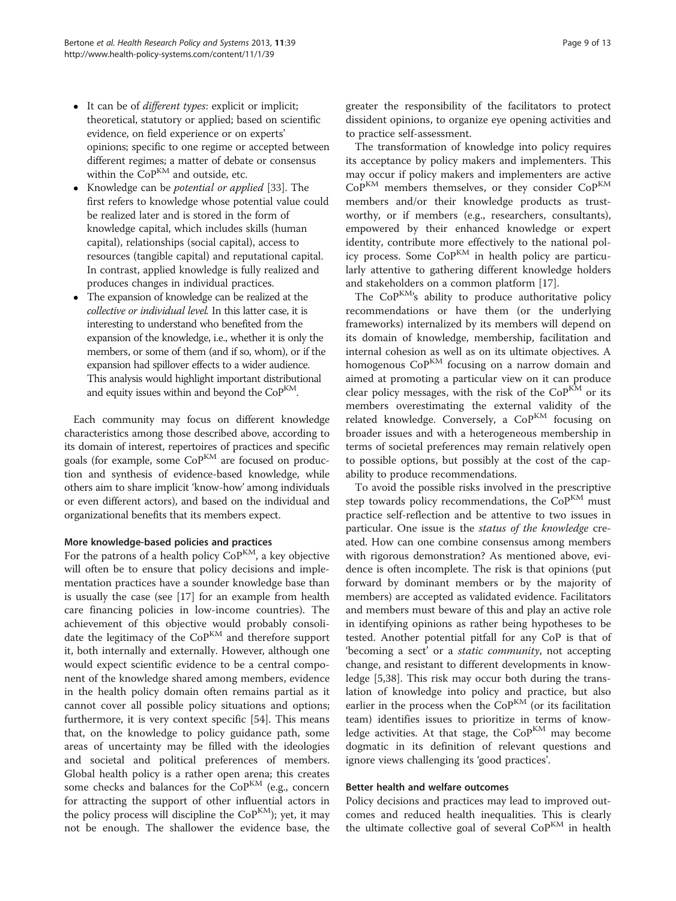- It can be of *different types*: explicit or implicit; theoretical, statutory or applied; based on scientific evidence, on field experience or on experts' opinions; specific to one regime or accepted between different regimes; a matter of debate or consensus within the $CoP^{KM}$ and outside, etc.
- Knowledge can be *potential or applied* [33]. The first refers to knowledge whose potential value could be realized later and is stored in the form of knowledge capital, which includes skills (human capital), relationships (social capital), access to resources (tangible capital) and reputational capital. In contrast, applied knowledge is fully realized and produces changes in individual practices.
- The expansion of knowledge can be realized at the *collective or individual level*. In this latter case, it is interesting to understand who benefited from the expansion of the knowledge, i.e., whether it is only the members, or some of them (and if so, whom), or if the expansion had spillover effects to a wider audience. This analysis would highlight important distributional and equity issues within and beyond the $CoP^{KM}$.

Each community may focus on different knowledge characteristics among those described above, according to its domain of interest, repertoires of practices and specific goals (for example, some $CoP^{KM}$ are focused on production and synthesis of evidence-based knowledge, while others aim to share implicit 'know-how' among individuals or even different actors), and based on the individual and organizational benefits that its members expect.

### More knowledge-based policies and practices

For the patrons of a health policy $CoP^{KM}$, a key objective will often be to ensure that policy decisions and implementation practices have a sounder knowledge base than is usually the case (see [17] for an example from health care financing policies in low-income countries). The achievement of this objective would probably consolidate the legitimacy of the $CoP^{KM}$ and therefore support it, both internally and externally. However, although one would expect scientific evidence to be a central component of the knowledge shared among members, evidence in the health policy domain often remains partial as it cannot cover all possible policy situations and options; furthermore, it is very context specific [54]. This means that, on the knowledge to policy guidance path, some areas of uncertainty may be filled with the ideologies and societal and political preferences of members. Global health policy is a rather open arena; this creates some checks and balances for the $CoP^{KM}$ (e.g., concern for attracting the support of other influential actors in the policy process will discipline the $CoP^{KM}$); yet, it may not be enough. The shallower the evidence base, the greater the responsibility of the facilitators to protect dissident opinions, to organize eye opening activities and to practice self-assessment.

The transformation of knowledge into policy requires its acceptance by policy makers and implementers. This may occur if policy makers and implementers are active $CoP^{KM}$ members themselves, or they consider $CoP^{KM}$ members and/or their knowledge products as trustworthy, or if members (e.g., researchers, consultants), empowered by their enhanced knowledge or expert identity, contribute more effectively to the national policy process. Some $CoP^{KM}$ in health policy are particularly attentive to gathering different knowledge holders and stakeholders on a common platform [17].

The $CoP^{KM}$'s ability to produce authoritative policy recommendations or have them (or the underlying frameworks) internalized by its members will depend on its domain of knowledge, membership, facilitation and internal cohesion as well as on its ultimate objectives. A homogenous $CoP^{KM}$ focusing on a narrow domain and aimed at promoting a particular view on it can produce clear policy messages, with the risk of the $CoP^{KM}$ or its members overestimating the external validity of the related knowledge. Conversely, a $CoP^{KM}$ focusing on broader issues and with a heterogeneous membership in terms of societal preferences may remain relatively open to possible options, but possibly at the cost of the capability to produce recommendations.

To avoid the possible risks involved in the prescriptive step towards policy recommendations, the $CoP^{KM}$ must practice self-reflection and be attentive to two issues in particular. One issue is the *status of the knowledge* created. How can one combine consensus among members with rigorous demonstration? As mentioned above, evidence is often incomplete. The risk is that opinions (put forward by dominant members or by the majority of members) are accepted as validated evidence. Facilitators and members must beware of this and play an active role in identifying opinions as rather being hypotheses to be tested. Another potential pitfall for any CoP is that of 'becoming a sect' or a *static community*, not accepting change, and resistant to different developments in knowledge [5,38]. This risk may occur both during the translation of knowledge into policy and practice, but also earlier in the process when the $CoP^{KM}$ (or its facilitation team) identifies issues to prioritize in terms of knowledge activities. At that stage, the $CoP^{KM}$ may become dogmatic in its definition of relevant questions and ignore views challenging its 'good practices'.

### Better health and welfare outcomes

Policy decisions and practices may lead to improved outcomes and reduced health inequalities. This is clearly the ultimate collective goal of several $CoP^{KM}$ in health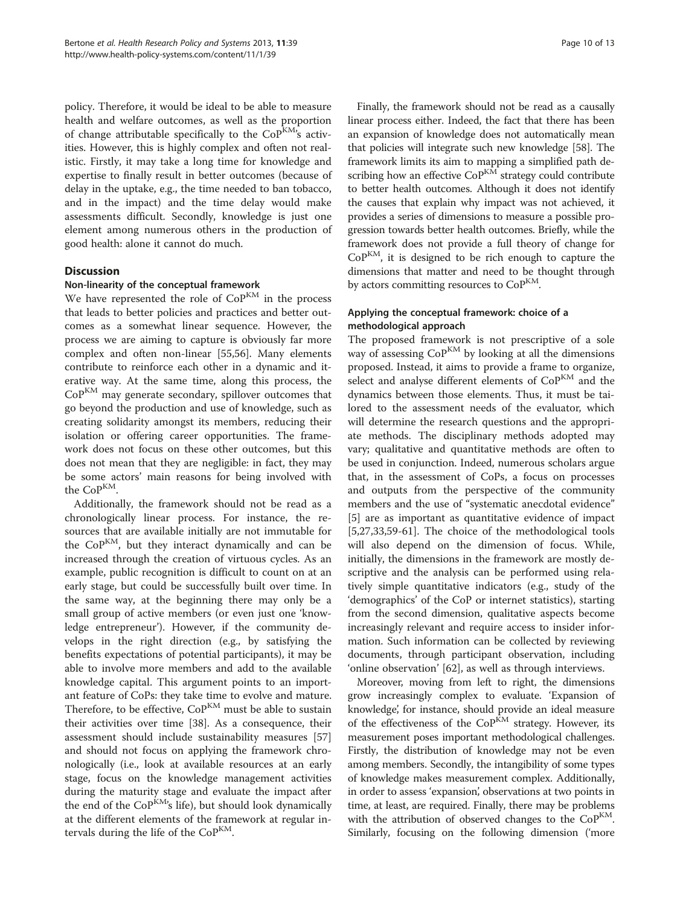policy. Therefore, it would be ideal to be able to measure health and welfare outcomes, as well as the proportion of change attributable specifically to the $CoP^{KM}$'s activities. However, this is highly complex and often not realistic. Firstly, it may take a long time for knowledge and expertise to finally result in better outcomes (because of delay in the uptake, e.g., the time needed to ban tobacco, and in the impact) and the time delay would make assessments difficult. Secondly, knowledge is just one element among numerous others in the production of good health: alone it cannot do much.

## Discussion

### Non-linearity of the conceptual framework

We have represented the role of $CoP^{KM}$ in the process that leads to better policies and practices and better outcomes as a somewhat linear sequence. However, the process we are aiming to capture is obviously far more complex and often non-linear [55,56]. Many elements contribute to reinforce each other in a dynamic and iterative way. At the same time, along this process, the $CoP^{KM}$ may generate secondary, spillover outcomes that go beyond the production and use of knowledge, such as creating solidarity amongst its members, reducing their isolation or offering career opportunities. The framework does not focus on these other outcomes, but this does not mean that they are negligible: in fact, they may be some actors' main reasons for being involved with the $CoP^{KM}$.

Additionally, the framework should not be read as a chronologically linear process. For instance, the resources that are available initially are not immutable for the $CoP^{KM}$, but they interact dynamically and can be increased through the creation of virtuous cycles. As an example, public recognition is difficult to count on at an early stage, but could be successfully built over time. In the same way, at the beginning there may only be a small group of active members (or even just one 'knowledge entrepreneur'). However, if the community develops in the right direction (e.g., by satisfying the benefits expectations of potential participants), it may be able to involve more members and add to the available knowledge capital. This argument points to an important feature of CoPs: they take time to evolve and mature. Therefore, to be effective, $CoP^{KM}$ must be able to sustain their activities over time [38]. As a consequence, their assessment should include sustainability measures [57] and should not focus on applying the framework chronologically (i.e., look at available resources at an early stage, focus on the knowledge management activities during the maturity stage and evaluate the impact after the end of the $CoP^{KM}$'s life), but should look dynamically at the different elements of the framework at regular intervals during the life of the $CoP^{KM}$.

Finally, the framework should not be read as a causally linear process either. Indeed, the fact that there has been an expansion of knowledge does not automatically mean that policies will integrate such new knowledge [58]. The framework limits its aim to mapping a simplified path describing how an effective $CoP^{KM}$ strategy could contribute to better health outcomes. Although it does not identify the causes that explain why impact was not achieved, it provides a series of dimensions to measure a possible progression towards better health outcomes. Briefly, while the framework does not provide a full theory of change for $CoP^{KM}$, it is designed to be rich enough to capture the dimensions that matter and need to be thought through by actors committing resources to $CoP^{KM}$.

### Applying the conceptual framework: choice of a methodological approach

The proposed framework is not prescriptive of a sole way of assessing $CoP^{KM}$ by looking at all the dimensions proposed. Instead, it aims to provide a frame to organize, select and analyse different elements of $CoP^{KM}$ and the dynamics between those elements. Thus, it must be tailored to the assessment needs of the evaluator, which will determine the research questions and the appropriate methods. The disciplinary methods adopted may vary; qualitative and quantitative methods are often to be used in conjunction. Indeed, numerous scholars argue that, in the assessment of CoPs, a focus on processes and outputs from the perspective of the community members and the use of "systematic anecdotal evidence" [5] are as important as quantitative evidence of impact [5,27,33,59-61]. The choice of the methodological tools will also depend on the dimension of focus. While, initially, the dimensions in the framework are mostly descriptive and the analysis can be performed using relatively simple quantitative indicators (e.g., study of the 'demographics' of the CoP or internet statistics), starting from the second dimension, qualitative aspects become increasingly relevant and require access to insider information. Such information can be collected by reviewing documents, through participant observation, including 'online observation' [62], as well as through interviews.

Moreover, moving from left to right, the dimensions grow increasingly complex to evaluate. 'Expansion of knowledge', for instance, should provide an ideal measure of the effectiveness of the $CoP^{KM}$ strategy. However, its measurement poses important methodological challenges. Firstly, the distribution of knowledge may not be even among members. Secondly, the intangibility of some types of knowledge makes measurement complex. Additionally, in order to assess 'expansion', observations at two points in time, at least, are required. Finally, there may be problems with the attribution of observed changes to the $CoP^{KM}$. Similarly, focusing on the following dimension ('more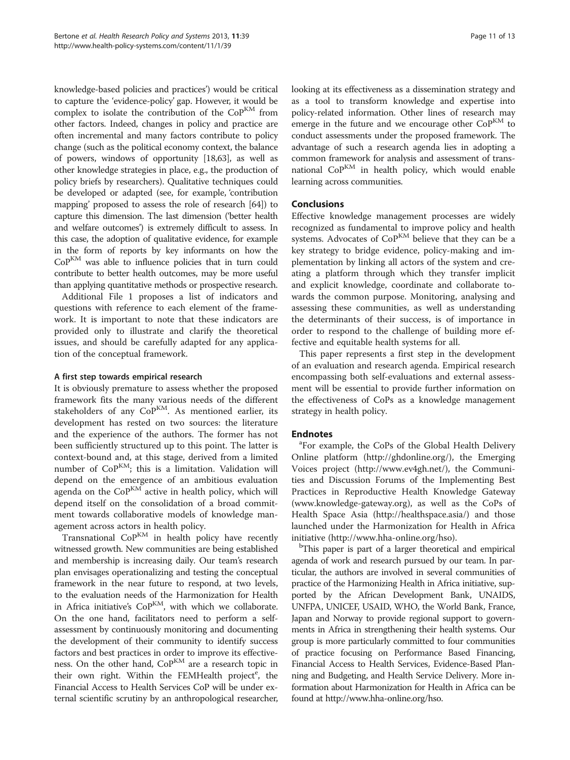knowledge-based policies and practices') would be critical to capture the 'evidence-policy' gap. However, it would be complex to isolate the contribution of the $CoP^{KM}$ from other factors. Indeed, changes in policy and practice are often incremental and many factors contribute to policy change (such as the political economy context, the balance of powers, windows of opportunity [18,63], as well as other knowledge strategies in place, e.g., the production of policy briefs by researchers). Qualitative techniques could be developed or adapted (see, for example, 'contribution mapping' proposed to assess the role of research [64]) to capture this dimension. The last dimension ('better health and welfare outcomes') is extremely difficult to assess. In this case, the adoption of qualitative evidence, for example in the form of reports by key informants on how the $CoP^{KM}$ was able to influence policies that in turn could contribute to better health outcomes, may be more useful than applying quantitative methods or prospective research.

Additional File 1 proposes a list of indicators and questions with reference to each element of the framework. It is important to note that these indicators are provided only to illustrate and clarify the theoretical issues, and should be carefully adapted for any application of the conceptual framework.

#### A first step towards empirical research

It is obviously premature to assess whether the proposed framework fits the many various needs of the different stakeholders of any $CoP^{KM}$. As mentioned earlier, its development has rested on two sources: the literature and the experience of the authors. The former has not been sufficiently structured up to this point. The latter is context-bound and, at this stage, derived from a limited number of $CoP^{KM}$; this is a limitation. Validation will depend on the emergence of an ambitious evaluation agenda on the $CoP^{KM}$ active in health policy, which will depend itself on the consolidation of a broad commitment towards collaborative models of knowledge management across actors in health policy.

Transnational $CoP^{KM}$ in health policy have recently witnessed growth. New communities are being established and membership is increasing daily. Our team's research plan envisages operationalizing and testing the conceptual framework in the near future to respond, at two levels, to the evaluation needs of the Harmonization for Health in Africa initiative's $CoP^{KM}$, with which we collaborate. On the one hand, facilitators need to perform a self-assessment by continuously monitoring and documenting the development of their community to identify success factors and best practices in order to improve its effectiveness. On the other hand, $CoP^{KM}$ are a research topic in their own right. Within the FEMHealth project[e], the Financial Access to Health Services CoP will be under external scientific scrutiny by an anthropological researcher, looking at its effectiveness as a dissemination strategy and as a tool to transform knowledge and expertise into policy-related information. Other lines of research may emerge in the future and we encourage other $CoP^{KM}$ to conduct assessments under the proposed framework. The advantage of such a research agenda lies in adopting a common framework for analysis and assessment of transnational $CoP^{KM}$ in health policy, which would enable learning across communities.

## Conclusions

Effective knowledge management processes are widely recognized as fundamental to improve policy and health systems. Advocates of $CoP^{KM}$ believe that they can be a key strategy to bridge evidence, policy-making and implementation by linking all actors of the system and creating a platform through which they transfer implicit and explicit knowledge, coordinate and collaborate towards the common purpose. Monitoring, analysing and assessing these communities, as well as understanding the determinants of their success, is of importance in order to respond to the challenge of building more effective and equitable health systems for all.

This paper represents a first step in the development of an evaluation and research agenda. Empirical research encompassing both self-evaluations and external assessment will be essential to provide further information on the effectiveness of CoPs as a knowledge management strategy in health policy.

## Endnotes

[a]For example, the CoPs of the Global Health Delivery Online platform (http://ghdonline.org/), the Emerging Voices project (http://www.ev4gh.net/), the Communities and Discussion Forums of the Implementing Best Practices in Reproductive Health Knowledge Gateway (www.knowledge-gateway.org), as well as the CoPs of Health Space Asia (http://healthspace.asia/) and those launched under the Harmonization for Health in Africa initiative (http://www.hha-online.org/hso).

[b]This paper is part of a larger theoretical and empirical agenda of work and research pursued by our team. In particular, the authors are involved in several communities of practice of the Harmonizing Health in Africa initiative, supported by the African Development Bank, UNAIDS, UNFPA, UNICEF, USAID, WHO, the World Bank, France, Japan and Norway to provide regional support to governments in Africa in strengthening their health systems. Our group is more particularly committed to four communities of practice focusing on Performance Based Financing, Financial Access to Health Services, Evidence-Based Planning and Budgeting, and Health Service Delivery. More information about Harmonization for Health in Africa can be found at http://www.hha-online.org/hso.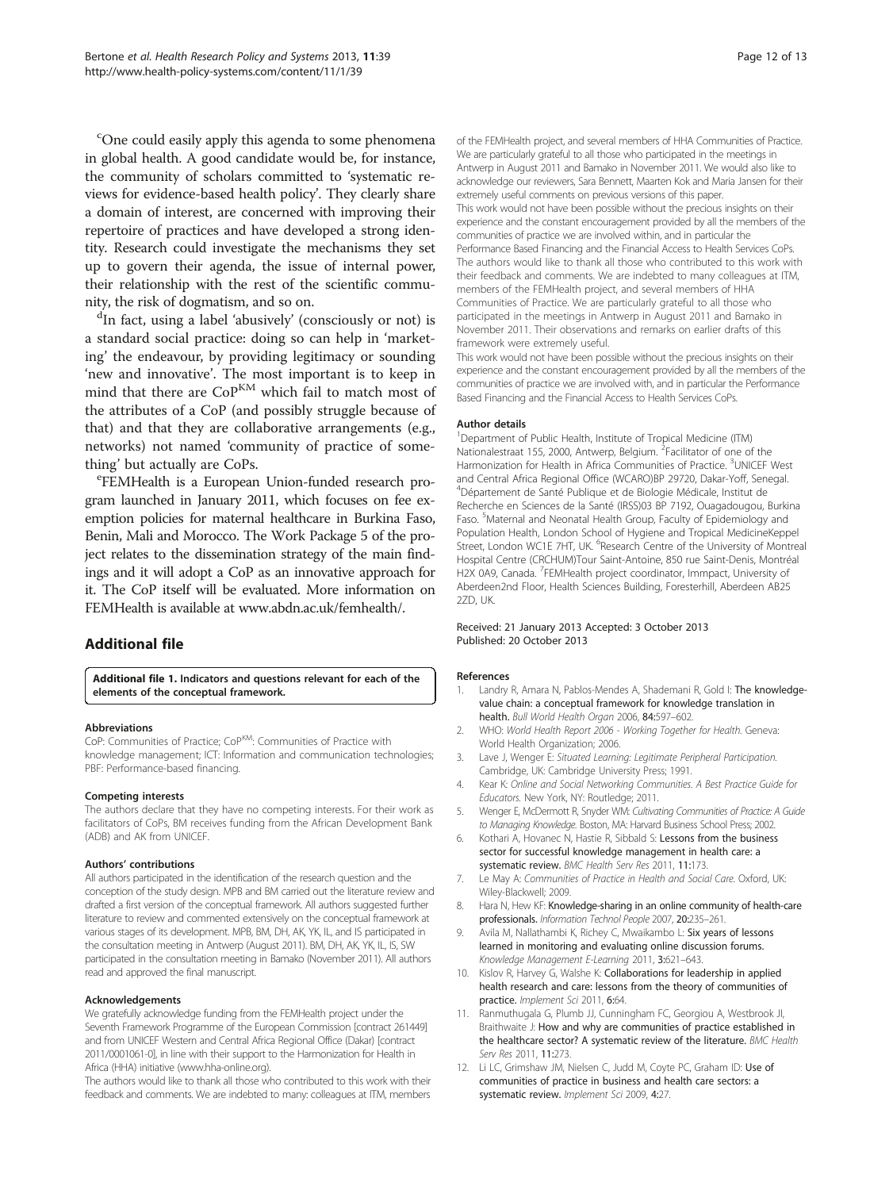[c]One could easily apply this agenda to some phenomena in global health. A good candidate would be, for instance, the community of scholars committed to 'systematic reviews for evidence-based health policy'. They clearly share a domain of interest, are concerned with improving their repertoire of practices and have developed a strong identity. Research could investigate the mechanisms they set up to govern their agenda, the issue of internal power, their relationship with the rest of the scientific community, the risk of dogmatism, and so on.

[d]In fact, using a label 'abusively' (consciously or not) is a standard social practice: doing so can help in 'marketing' the endeavour, by providing legitimacy or sounding 'new and innovative'. The most important is to keep in mind that there are $CoP^{KM}$ which fail to match most of the attributes of a CoP (and possibly struggle because of that) and that they are collaborative arrangements (e.g., networks) not named 'community of practice of something' but actually are CoPs.

[e]FEMHealth is a European Union-funded research program launched in January 2011, which focuses on fee exemption policies for maternal healthcare in Burkina Faso, Benin, Mali and Morocco. The Work Package 5 of the project relates to the dissemination strategy of the main findings and it will adopt a CoP as an innovative approach for it. The CoP itself will be evaluated. More information on FEMHealth is available at www.abdn.ac.uk/femhealth/.

## Additional file

**Additional file 1. Indicators and questions relevant for each of the elements of the conceptual framework.**

#### Abbreviations

CoP: Communities of Practice; $CoP^{KM}$: Communities of Practice with knowledge management; ICT: Information and communication technologies; PBF: Performance-based financing.

#### Competing interests

The authors declare that they have no competing interests. For their work as facilitators of CoPs, BM receives funding from the African Development Bank (ADB) and AK from UNICEF.

#### Authors' contributions

All authors participated in the identification of the research question and the conception of the study design. MPB and BM carried out the literature review and drafted a first version of the conceptual framework. All authors suggested further literature to review and commented extensively on the conceptual framework at various stages of its development. MPB, BM, DH, AK, YK, IL, and IS participated in the consultation meeting in Antwerp (August 2011). BM, DH, AK, YK, IL, IS, SW participated in the consultation meeting in Bamako (November 2011). All authors read and approved the final manuscript.

#### Acknowledgements

We gratefully acknowledge funding from the FEMHealth project under the Seventh Framework Programme of the European Commission [contract 261449] and from UNICEF Western and Central Africa Regional Office (Dakar) [contract 2011/0001061-0], in line with their support to the Harmonization for Health in Africa (HHA) initiative (www.hha-online.org).

The authors would like to thank all those who contributed to this work with their feedback and comments. We are indebted to many: colleagues at ITM, members of the FEMHealth project, and several members of HHA Communities of Practice. We are particularly grateful to all those who participated in the meetings in Antwerp in August 2011 and Bamako in November 2011. We would also like to acknowledge our reviewers, Sara Bennett, Maarten Kok and Maria Jansen for their extremely useful comments on previous versions of this paper.

This work would not have been possible without the precious insights on their experience and the constant encouragement provided by all the members of the communities of practice we are involved within, and in particular the Performance Based Financing and the Financial Access to Health Services CoPs. The authors would like to thank all those who contributed to this work with their feedback and comments. We are indebted to many colleagues at ITM, members of the FEMHealth project, and several members of HHA Communities of Practice. We are particularly grateful to all those who participated in the meetings in Antwerp in August 2011 and Bamako in November 2011. Their observations and remarks on earlier drafts of this framework were extremely useful.

This work would not have been possible without the precious insights on their experience and the constant encouragement provided by all the members of the communities of practice we are involved with, and in particular the Performance Based Financing and the Financial Access to Health Services CoPs.

#### Author details

[1]Department of Public Health, Institute of Tropical Medicine (ITM) Nationalestraat 155, 2000, Antwerp, Belgium. [2]Facilitator of one of the Harmonization for Health in Africa Communities of Practice. [3]UNICEF West and Central Africa Regional Office (WCARO)BP 29720, Dakar-Yoff, Senegal. [4]Département de Santé Publique et de Biologie Médicale, Institut de Recherche en Sciences de la Santé (IRSS)03 BP 7192, Ouagadougou, Burkina Faso. [5]Maternal and Neonatal Health Group, Faculty of Epidemiology and Population Health, London School of Hygiene and Tropical MedicineKeppel Street, London WC1E 7HT, UK. [6]Research Centre of the University of Montreal Hospital Centre (CRCHUM)Tour Saint-Antoine, 850 rue Saint-Denis, Montréal H2X 0A9, Canada. [7]FEMHealth project coordinator, Immpact, University of Aberdeen2nd Floor, Health Sciences Building, Foresterhill, Aberdeen AB25 2ZD, UK.

Received: 21 January 2013 Accepted: 3 October 2013
Published: 20 October 2013

#### References

1. Landry R, Amara N, Pablos-Mendes A, Shademani R, Gold I: **The knowledge-value chain: a conceptual framework for knowledge translation in health.** *Bull World Health Organ* 2006, **84:**597–602.
2. WHO: *World Health Report 2006 - Working Together for Health.* Geneva: World Health Organization; 2006.
3. Lave J, Wenger E: *Situated Learning: Legitimate Peripheral Participation.* Cambridge, UK: Cambridge University Press; 1991.
4. Kear K: *Online and Social Networking Communities. A Best Practice Guide for Educators.* New York, NY: Routledge; 2011.
5. Wenger E, McDermott R, Snyder WM: *Cultivating Communities of Practice: A Guide to Managing Knowledge.* Boston, MA: Harvard Business School Press; 2002.
6. Kothari A, Hovanec N, Hastie R, Sibbald S: **Lessons from the business sector for successful knowledge management in health care: a systematic review.** *BMC Health Serv Res* 2011, **11:**173.
7. Le May A: *Communities of Practice in Health and Social Care.* Oxford, UK: Wiley-Blackwell; 2009.
8. Hara N, Hew KF: **Knowledge-sharing in an online community of health-care professionals.** *Information Technol People* 2007, **20:**235–261.
9. Avila M, Nallathambi K, Richey C, Mwaikambo L: **Six years of lessons learned in monitoring and evaluating online discussion forums.** *Knowledge Management E-Learning* 2011, **3:**621–643.
10. Kislov R, Harvey G, Walshe K: **Collaborations for leadership in applied health research and care: lessons from the theory of communities of practice.** *Implement Sci* 2011, **6:**64.
11. Ranmuthugala G, Plumb JJ, Cunningham FC, Georgiou A, Westbrook JI, Braithwaite J: **How and why are communities of practice established in the healthcare sector? A systematic review of the literature.** *BMC Health Serv Res* 2011, **11:**273.
12. Li LC, Grimshaw JM, Nielsen C, Judd M, Coyte PC, Graham ID: **Use of communities of practice in business and health care sectors: a systematic review.** *Implement Sci* 2009, **4:**27.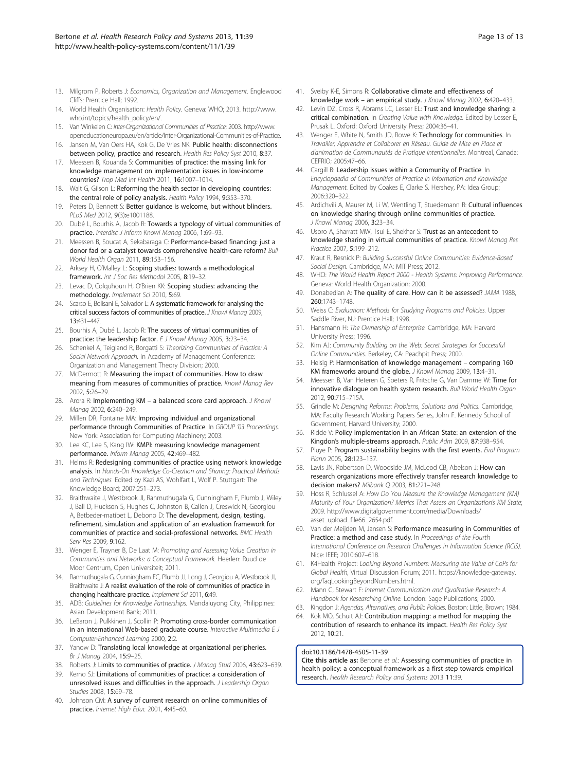13. Milgrom P, Roberts J: *Economics, Organization and Management*. Englewood Cliffs: Prentice Hall; 1992.
14. World Health Organisation: *Health Policy*. Geneva: WHO; 2013. http://www.who.int/topics/health_policy/en/.
15. Van Winkelen C: *Inter-Organizational Communities of Practice*; 2003. http://www.openeducationeuropa.eu/en/article/Inter-Organizational-Communities-of-Practice.
16. Jansen M, Van Oers HA, Kok G, De Vries NK: **Public health: disconnections between policy, practice and research.** *Health Res Policy Syst* 2010, **8:**37.
17. Meessen B, Kouanda S: **Communities of practice: the missing link for knowledge management on implementation issues in low-income countries?** *Trop Med Int Health* 2011, **16:**1007–1014.
18. Walt G, Gilson L: **Reforming the health sector in developing countries: the central role of policy analysis.** *Health Policy* 1994, **9:**353–370.
19. Peters D, Bennett S: **Better guidance is welcome, but without blinders.** *PLoS Med* 2012, **9**(3)**:**e1001188.
20. Dubé L, Bourhis A, Jacob R: **Towards a typology of virtual communities of practice.** *Interdisc J Inform Knowl Manag* 2006, **1:**69–93.
21. Meessen B, Soucat A, Sekabaraga C: **Performance-based financing: just a donor fad or a catalyst towards comprehensive health-care reform?** *Bull World Health Organ* 2011, **89:**153–156.
22. Arksey H, O'Malley L: **Scoping studies: towards a methodological framework.** *Int J Soc Res Methodol* 2005, **8:**19–32.
23. Levac D, Colquhoun H, O'Brien KK: **Scoping studies: advancing the methodology.** *Implement Sci* 2010, **5:**69.
24. Scarso E, Bolisani E, Salvador L: **A systematic framework for analysing the critical success factors of communities of practice.** *J Knowl Manag* 2009, **13:**431–447.
25. Bourhis A, Dubé L, Jacob R: **The success of virtual communities of practice: the leadership factor.** *E J Knowl Manag* 2005, **3:**23–34.
26. Schenkel A, Teigland R, Borgatti S: *Theorizing Communities of Practice: A Social Network Approach*. In Academy of Management Conference: Organization and Management Theory Division; 2000.
27. McDermott R: **Measuring the impact of communities. How to draw meaning from measures of communities of practice.** *Knowl Manag Rev* 2002, **5:**26–29.
28. Arora R: **Implementing KM – a balanced score card approach.** *J Knowl Manag* 2002, **6:**240–249.
29. Millen DR, Fontaine MA: **Improving individual and organizational performance through Communities of Practice**. In *GROUP '03 Proceedings*. New York: Association for Computing Machinery; 2003.
30. Lee KC, Lee S, Kang IW: **KMPI: measuring knowledge management performance.** *Inform Manag* 2005, **42:**469–482.
31. Helms R: **Redesigning communities of practice using network knowledge analysis**. In *Hands-On Knowledge Co-Creation and Sharing: Practical Methods and Techniques*. Edited by Kazi AS, Wohlfart L, Wolf P. Stuttgart: The Knowledge Board; 2007:251–273.
32. Braithwaite J, Westbrook JI, Ranmuthugala G, Cunningham F, Plumb J, Wiley J, Ball D, Huckson S, Hughes C, Johnston B, Callen J, Creswick N, Georgiou A, Betbeder-matibet L, Debono D: **The development, design, testing, refinement, simulation and application of an evaluation framework for communities of practice and social-professional networks.** *BMC Health Serv Res* 2009, **9:**162.
33. Wenger E, Trayner B, De Laat M: *Promoting and Assessing Value Creation in Communities and Networks: a Conceptual Framework.* Heerlen: Ruud de Moor Centrum, Open Universiteit; 2011.
34. Ranmuthugala G, Cunningham FC, Plumb JJ, Long J, Georgiou A, Westbrook JI, Braithwaite J: **A realist evaluation of the role of communities of practice in changing healthcare practice.** *Implement Sci* 2011, **6:**49.
35. ADB: *Guidelines for Knowledge Partnerships*. Mandaluyong City, Philippines: Asian Development Bank; 2011.
36. LeBaron J, Pulkkinen J, Scollin P: **Promoting cross-border communication in an international Web-based graduate course.** *Interactive Multimedia E J Computer-Enhanced Learning* 2000, **2:**2.
37. Yanow D: **Translating local knowledge at organizational peripheries.** *Br J Manag* 2004, **15:**9–25.
38. Roberts J: **Limits to communities of practice.** *J Manag Stud* 2006, **43:**623–639.
39. Kerno SJ: **Limitations of communities of practice: a consideration of unresolved issues and difficulties in the approach.** *J Leadership Organ Studies* 2008, **15:**69–78.
40. Johnson CM: **A survey of current research on online communities of practice.** *Internet High Educ* 2001, **4:**45–60.
41. Sveiby K-E, Simons R: **Collaborative climate and effectiveness of knowledge work – an empirical study.** *J Knowl Manag* 2002, **6:**420–433.
42. Levin DZ, Cross R, Abrams LC, Lesser EL: **Trust and knowledge sharing: a critical combination**. In *Creating Value with Knowledge*. Edited by Lesser E, Prusak L. Oxford: Oxford University Press; 2004:36–41.
43. Wenger E, White N, Smith JD, Rowe K: **Technology for communities**. In *Travailler, Apprendre et Collaborer en Réseau. Guide de Mise en Place et d'animation de Communautés de Pratique Intentionnelles*. Montreal, Canada: CEFRIO; 2005:47–66.
44. Cargill B: **Leadership issues within a Community of Practice**. In *Encyclopaedia of Communities of Practice in Information and Knowledge Management*. Edited by Coakes E, Clarke S. Hershey, PA: Idea Group; 2006:320–322.
45. Ardichvili A, Maurer M, Li W, Wentling T, Stuedemann R: **Cultural influences on knowledge sharing through online communities of practice.** *J Knowl Manag* 2006, **3:**23–34.
46. Usoro A, Sharratt MW, Tsui E, Shekhar S: **Trust as an antecedent to knowledge sharing in virtual communities of practice.** *Knowl Manag Res Practice* 2007, **5:**199–212.
47. Kraut R, Resnick P: *Building Successful Online Communities: Evidence-Based Social Design*. Cambridge, MA: MIT Press; 2012.
48. WHO: *The World Health Report 2000 - Health Systems: Improving Performance*. Geneva: World Health Organization; 2000.
49. Donabedian A: **The quality of care. How can it be assessed?** *JAMA* 1988, **260:**1743–1748.
50. Weiss C: *Evaluation: Methods for Studying Programs and Policies*. Upper Saddle River, NJ: Prentice Hall; 1998.
51. Hansmann H: *The Ownership of Enterprise*. Cambridge, MA: Harvard University Press; 1996.
52. Kim AJ: *Community Building on the Web: Secret Strategies for Successful Online Communities*. Berkeley, CA: Peachpit Press; 2000.
53. Heisig P: **Harmonisation of knowledge management – comparing 160 KM frameworks around the globe.** *J Knowl Manag* 2009, **13:**4–31.
54. Meessen B, Van Heteren G, Soeters R, Fritsche G, Van Damme W: **Time for innovative dialogue on health system research.** *Bull World Health Organ* 2012, **90:**715–715A.
55. Grindle M: *Designing Reforms: Problems, Solutions and Politics*. Cambridge, MA: Faculty Research Working Papers Series, John F. Kennedy School of Government, Harvard University; 2000.
56. Ridde V: **Policy implementation in an African State: an extension of the Kingdon's multiple-streams approach.** *Public Adm* 2009, **87:**938–954.
57. Pluye P: **Program sustainability begins with the first events.** *Eval Program Plann* 2005, **28:**123–137.
58. Lavis JN, Robertson D, Woodside JM, McLeod CB, Abelson J: **How can research organizations more effectively transfer research knowledge to decision makers?** *Milbank Q* 2003, **81:**221–248.
59. Hoss R, Schlussel A: *How Do You Measure the Knowledge Management (KM) Maturity of Your Organization? Metrics That Assess an Organization's KM State*; 2009. http://www.digitalgovernment.com/media/Downloads/asset_upload_file66_2654.pdf.
60. Van der Meijden M, Jansen S: **Performance measuring in Communities of Practice: a method and case study**. In *Proceedings of the Fourth International Conference on Research Challenges in Information Science (RCIS)*. Nice: IEEE; 2010:607–618.
61. K4Health Project: *Looking Beyond Numbers: Measuring the Value of CoPs for Global Health*, Virtual Discussion Forum; 2011. https://knowledge-gateway.org/faqLookingBeyondNumbers.html.
62. Mann C, Stewart F: *Internet Communication and Qualitative Research: A Handbook for Researching Online*. London: Sage Publications; 2000.
63. Kingdon J: *Agendas, Alternatives, and Public Policies*. Boston: Little, Brown; 1984.
64. Kok MO, Schuit AJ: **Contribution mapping: a method for mapping the contribution of research to enhance its impact.** *Health Res Policy Syst* 2012, **10:**21.

doi:10.1186/1478-4505-11-39

**Cite this article as:** Bertone *et al.*: Assessing communities of practice in health policy: a conceptual framework as a first step towards empirical research. *Health Research Policy and Systems* 2013 **11**:39.